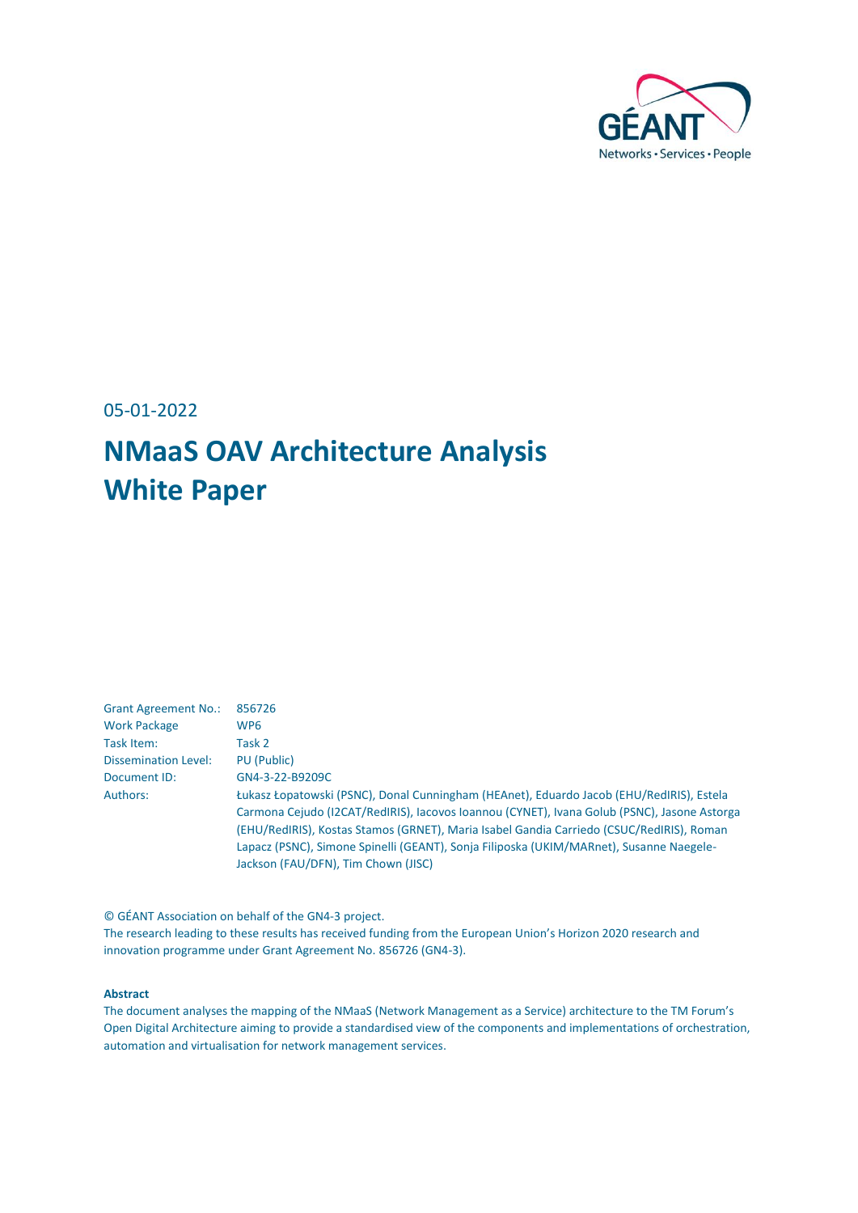GÉANT

Networks • Services • People

05-01-2022

# NMaaS OAV Architecture Analysis White Paper

| | |
|---|---|
| Grant Agreement No.: | 856726 |
| Work Package | WP6 |
| Task Item: | Task 2 |
| Dissemination Level: | PU (Public) |
| Document ID: | GN4-3-22-B9209C |
| Authors: | Łukasz Łopatowski (PSNC), Donal Cunningham (HEAnet), Eduardo Jacob (EHU/RedIRIS), Estela Carmona Cejudo (I2CAT/RedIRIS), Iacovos Ioannou (CYNET), Ivana Golub (PSNC), Jasone Astorga (EHU/RedIRIS), Kostas Stamos (GRNET), Maria Isabel Gandia Carriedo (CSUC/RedIRIS), Roman Lapacz (PSNC), Simone Spinelli (GEANT), Sonja Filiposka (UKIM/MARnet), Susanne Naegele-Jackson (FAU/DFN), Tim Chown (JISC) |

© GÉANT Association on behalf of the GN4-3 project.
The research leading to these results has received funding from the European Union's Horizon 2020 research and innovation programme under Grant Agreement No. 856726 (GN4-3).

**Abstract**

The document analyses the mapping of the NMaaS (Network Management as a Service) architecture to the TM Forum's Open Digital Architecture aiming to provide a standardised view of the components and implementations of orchestration, automation and virtualisation for network management services.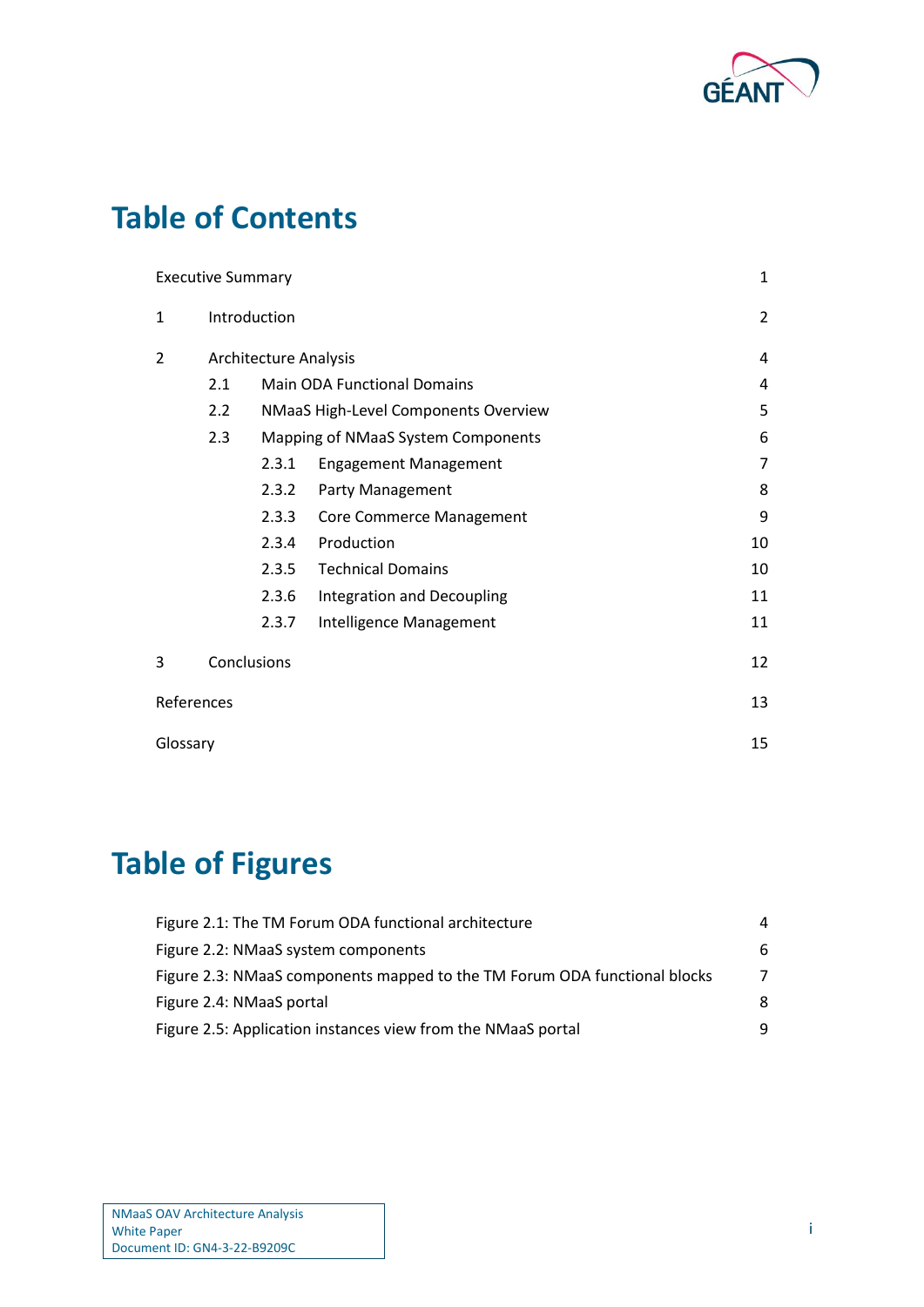# Table of Contents

| | | |
|---|---|---|
| Executive Summary | | 1 |
| 1 | Introduction | 2 |
| 2 | Architecture Analysis | 4 |
| | 2.1 Main ODA Functional Domains | 4 |
| | 2.2 NMaaS High-Level Components Overview | 5 |
| | 2.3 Mapping of NMaaS System Components | 6 |
| | 2.3.1 Engagement Management | 7 |
| | 2.3.2 Party Management | 8 |
| | 2.3.3 Core Commerce Management | 9 |
| | 2.3.4 Production | 10 |
| | 2.3.5 Technical Domains | 10 |
| | 2.3.6 Integration and Decoupling | 11 |
| | 2.3.7 Intelligence Management | 11 |
| 3 | Conclusions | 12 |
| References | | 13 |
| Glossary | | 15 |

# Table of Figures

| | |
|---|---|
| Figure 2.1: The TM Forum ODA functional architecture | 4 |
| Figure 2.2: NMaaS system components | 6 |
| Figure 2.3: NMaaS components mapped to the TM Forum ODA functional blocks | 7 |
| Figure 2.4: NMaaS portal | 8 |
| Figure 2.5: Application instances view from the NMaaS portal | 9 |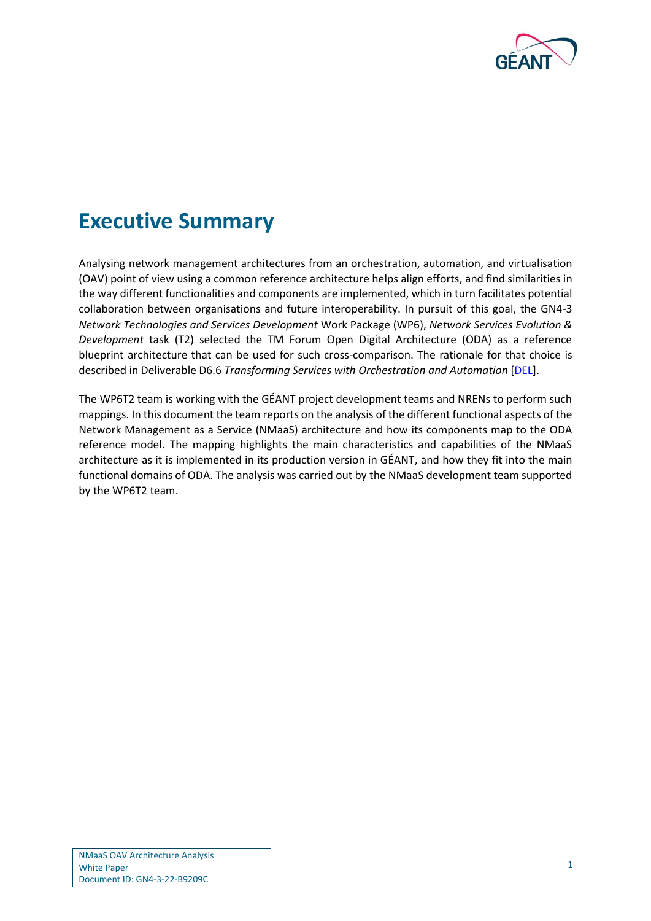# Executive Summary

Analysing network management architectures from an orchestration, automation, and virtualisation (OAV) point of view using a common reference architecture helps align efforts, and find similarities in the way different functionalities and components are implemented, which in turn facilitates potential collaboration between organisations and future interoperability. In pursuit of this goal, the GN4-3 *Network Technologies and Services Development* Work Package (WP6), *Network Services Evolution & Development* task (T2) selected the TM Forum Open Digital Architecture (ODA) as a reference blueprint architecture that can be used for such cross-comparison. The rationale for that choice is described in Deliverable D6.6 *Transforming Services with Orchestration and Automation* [DEL].

The WP6T2 team is working with the GÉANT project development teams and NRENs to perform such mappings. In this document the team reports on the analysis of the different functional aspects of the Network Management as a Service (NMaaS) architecture and how its components map to the ODA reference model. The mapping highlights the main characteristics and capabilities of the NMaaS architecture as it is implemented in its production version in GÉANT, and how they fit into the main functional domains of ODA. The analysis was carried out by the NMaaS development team supported by the WP6T2 team.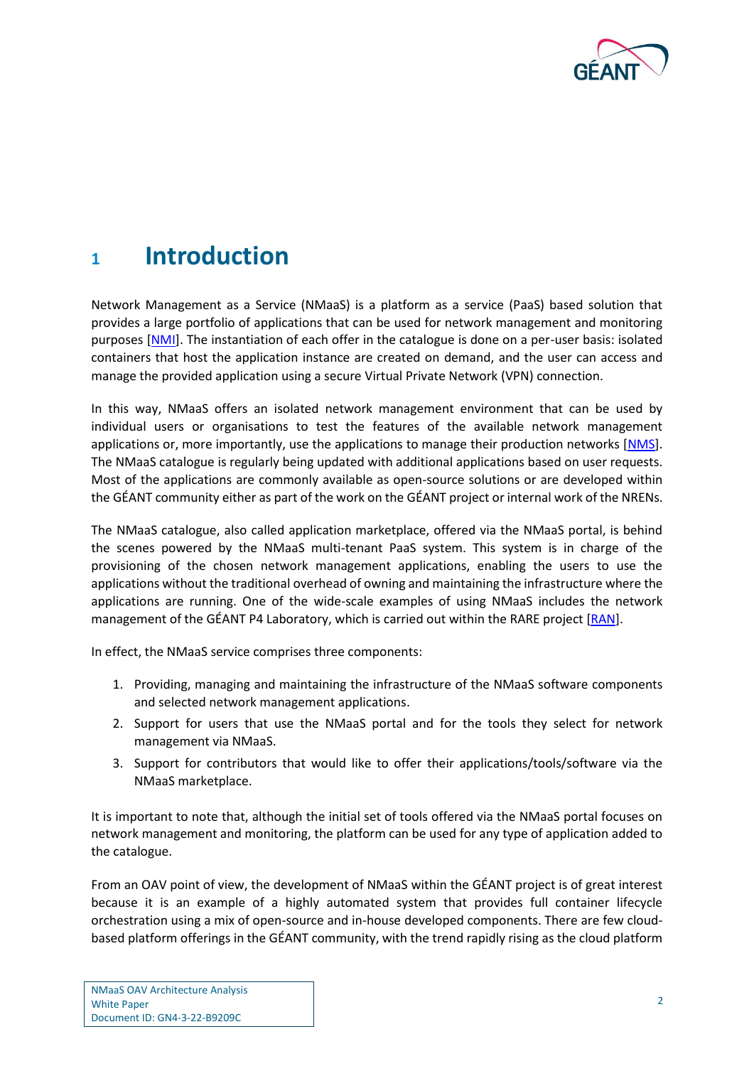# 1 Introduction

Network Management as a Service (NMaaS) is a platform as a service (PaaS) based solution that provides a large portfolio of applications that can be used for network management and monitoring purposes [NMI]. The instantiation of each offer in the catalogue is done on a per-user basis: isolated containers that host the application instance are created on demand, and the user can access and manage the provided application using a secure Virtual Private Network (VPN) connection.

In this way, NMaaS offers an isolated network management environment that can be used by individual users or organisations to test the features of the available network management applications or, more importantly, use the applications to manage their production networks [NMS]. The NMaaS catalogue is regularly being updated with additional applications based on user requests. Most of the applications are commonly available as open-source solutions or are developed within the GÉANT community either as part of the work on the GÉANT project or internal work of the NRENs.

The NMaaS catalogue, also called application marketplace, offered via the NMaaS portal, is behind the scenes powered by the NMaaS multi-tenant PaaS system. This system is in charge of the provisioning of the chosen network management applications, enabling the users to use the applications without the traditional overhead of owning and maintaining the infrastructure where the applications are running. One of the wide-scale examples of using NMaaS includes the network management of the GÉANT P4 Laboratory, which is carried out within the RARE project [RAN].

In effect, the NMaaS service comprises three components:

1. Providing, managing and maintaining the infrastructure of the NMaaS software components and selected network management applications.
2. Support for users that use the NMaaS portal and for the tools they select for network management via NMaaS.
3. Support for contributors that would like to offer their applications/tools/software via the NMaaS marketplace.

It is important to note that, although the initial set of tools offered via the NMaaS portal focuses on network management and monitoring, the platform can be used for any type of application added to the catalogue.

From an OAV point of view, the development of NMaaS within the GÉANT project is of great interest because it is an example of a highly automated system that provides full container lifecycle orchestration using a mix of open-source and in-house developed components. There are few cloud-based platform offerings in the GÉANT community, with the trend rapidly rising as the cloud platform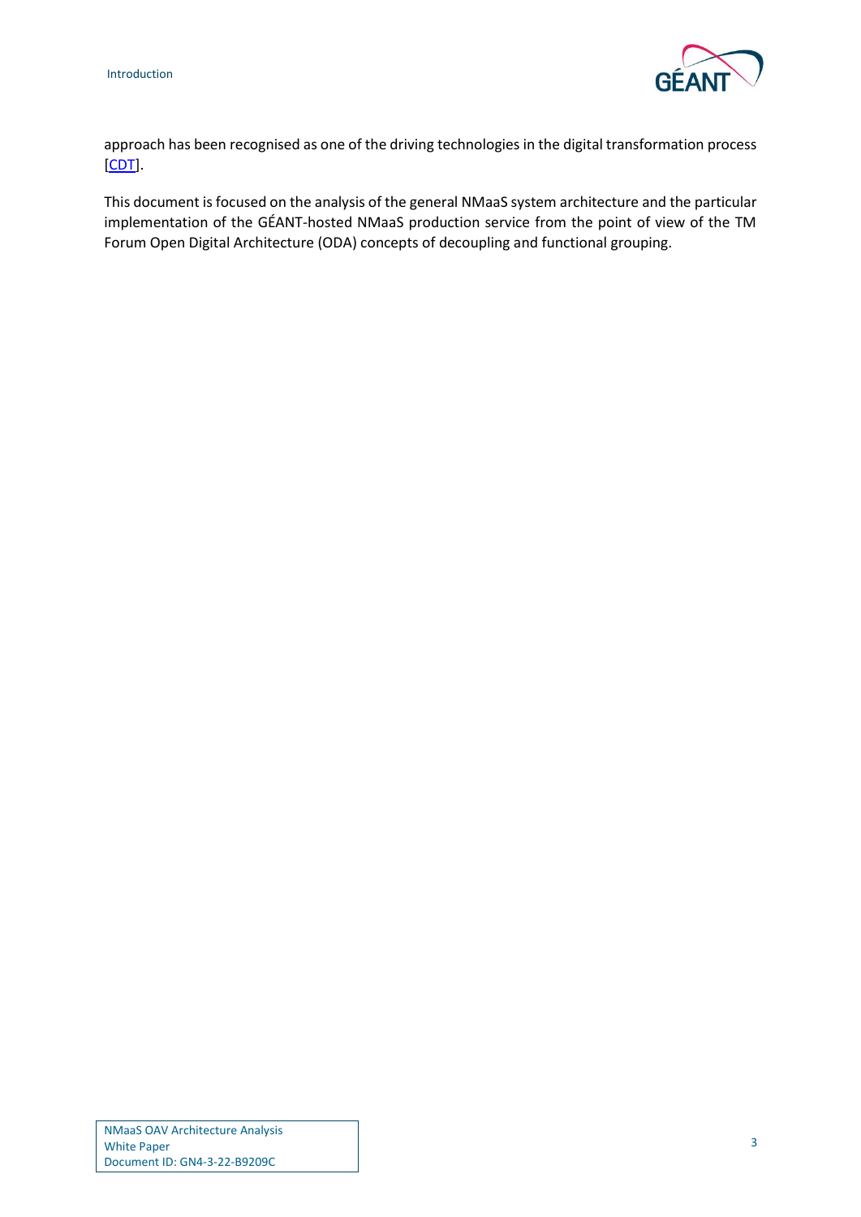approach has been recognised as one of the driving technologies in the digital transformation process [CDT].

This document is focused on the analysis of the general NMaaS system architecture and the particular implementation of the GÉANT-hosted NMaaS production service from the point of view of the TM Forum Open Digital Architecture (ODA) concepts of decoupling and functional grouping.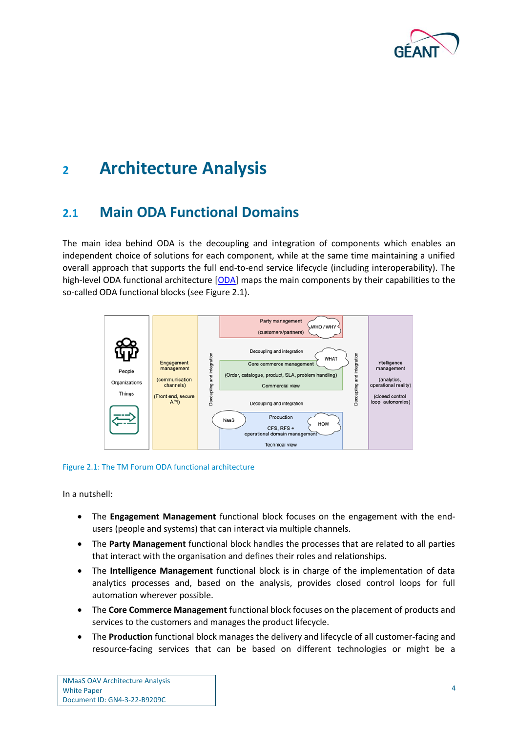# 2 Architecture Analysis

## 2.1 Main ODA Functional Domains

The main idea behind ODA is the decoupling and integration of components which enables an independent choice of solutions for each component, while at the same time maintaining a unified overall approach that supports the full end-to-end service lifecycle (including interoperability). The high-level ODA functional architecture [ODA] maps the main components by their capabilities to the so-called ODA functional blocks (see Figure 2.1).

Figure 2.1: The TM Forum ODA functional architecture

In a nutshell:

- The **Engagement Management** functional block focuses on the engagement with the end-users (people and systems) that can interact via multiple channels.
- The **Party Management** functional block handles the processes that are related to all parties that interact with the organisation and defines their roles and relationships.
- The **Intelligence Management** functional block is in charge of the implementation of data analytics processes and, based on the analysis, provides closed control loops for full automation wherever possible.
- The **Core Commerce Management** functional block focuses on the placement of products and services to the customers and manages the product lifecycle.
- The **Production** functional block manages the delivery and lifecycle of all customer-facing and resource-facing services that can be based on different technologies or might be a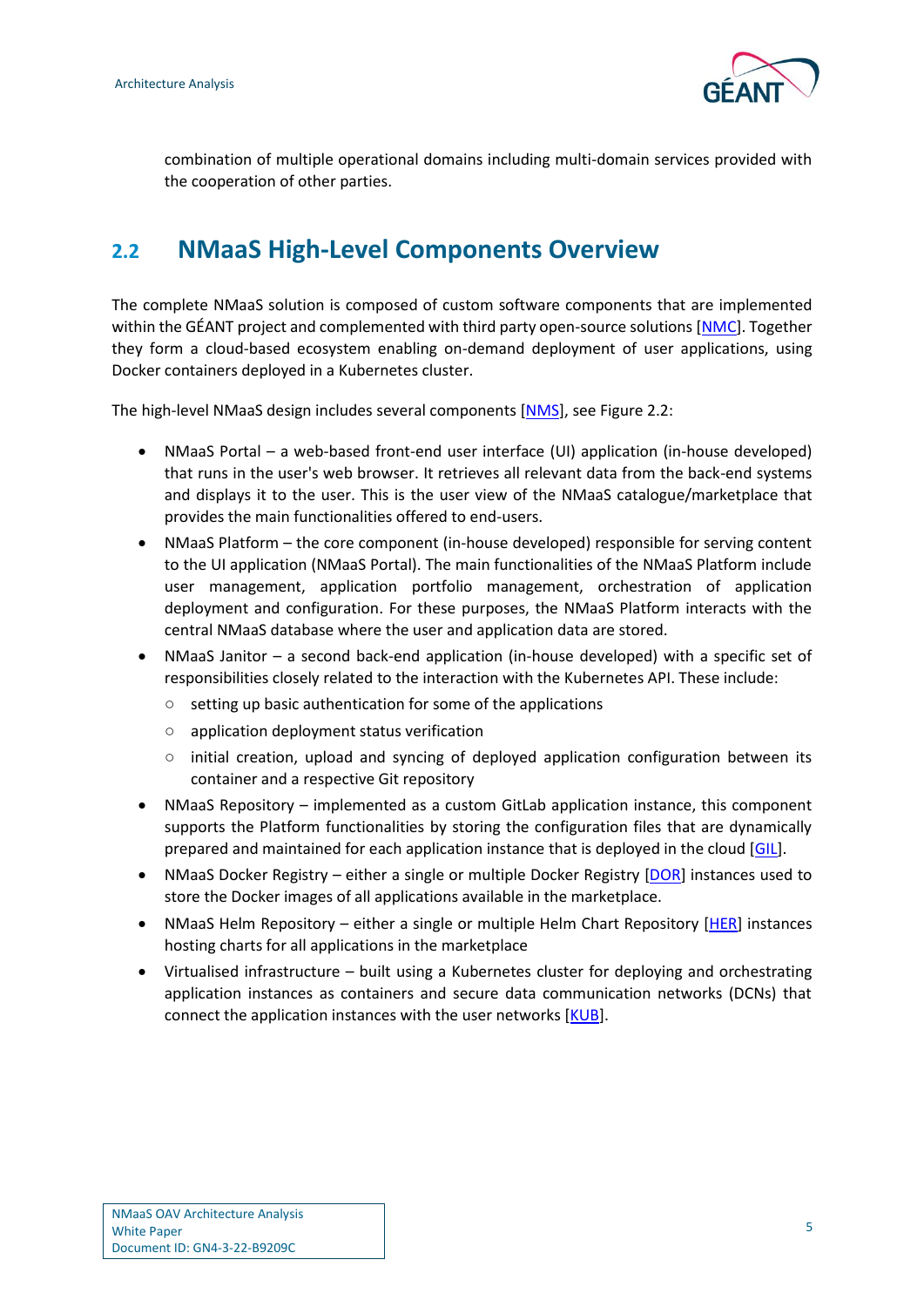combination of multiple operational domains including multi-domain services provided with the cooperation of other parties.

## 2.2 NMaaS High-Level Components Overview

The complete NMaaS solution is composed of custom software components that are implemented within the GÉANT project and complemented with third party open-source solutions [NMC]. Together they form a cloud-based ecosystem enabling on-demand deployment of user applications, using Docker containers deployed in a Kubernetes cluster.

The high-level NMaaS design includes several components [NMS], see Figure 2.2:

- NMaaS Portal – a web-based front-end user interface (UI) application (in-house developed) that runs in the user's web browser. It retrieves all relevant data from the back-end systems and displays it to the user. This is the user view of the NMaaS catalogue/marketplace that provides the main functionalities offered to end-users.
- NMaaS Platform – the core component (in-house developed) responsible for serving content to the UI application (NMaaS Portal). The main functionalities of the NMaaS Platform include user management, application portfolio management, orchestration of application deployment and configuration. For these purposes, the NMaaS Platform interacts with the central NMaaS database where the user and application data are stored.
- NMaaS Janitor – a second back-end application (in-house developed) with a specific set of responsibilities closely related to the interaction with the Kubernetes API. These include:
    - setting up basic authentication for some of the applications
    - application deployment status verification
    - initial creation, upload and syncing of deployed application configuration between its container and a respective Git repository
- NMaaS Repository – implemented as a custom GitLab application instance, this component supports the Platform functionalities by storing the configuration files that are dynamically prepared and maintained for each application instance that is deployed in the cloud [GIL].
- NMaaS Docker Registry – either a single or multiple Docker Registry [DOR] instances used to store the Docker images of all applications available in the marketplace.
- NMaaS Helm Repository – either a single or multiple Helm Chart Repository [HER] instances hosting charts for all applications in the marketplace
- Virtualised infrastructure – built using a Kubernetes cluster for deploying and orchestrating application instances as containers and secure data communication networks (DCNs) that connect the application instances with the user networks [KUB].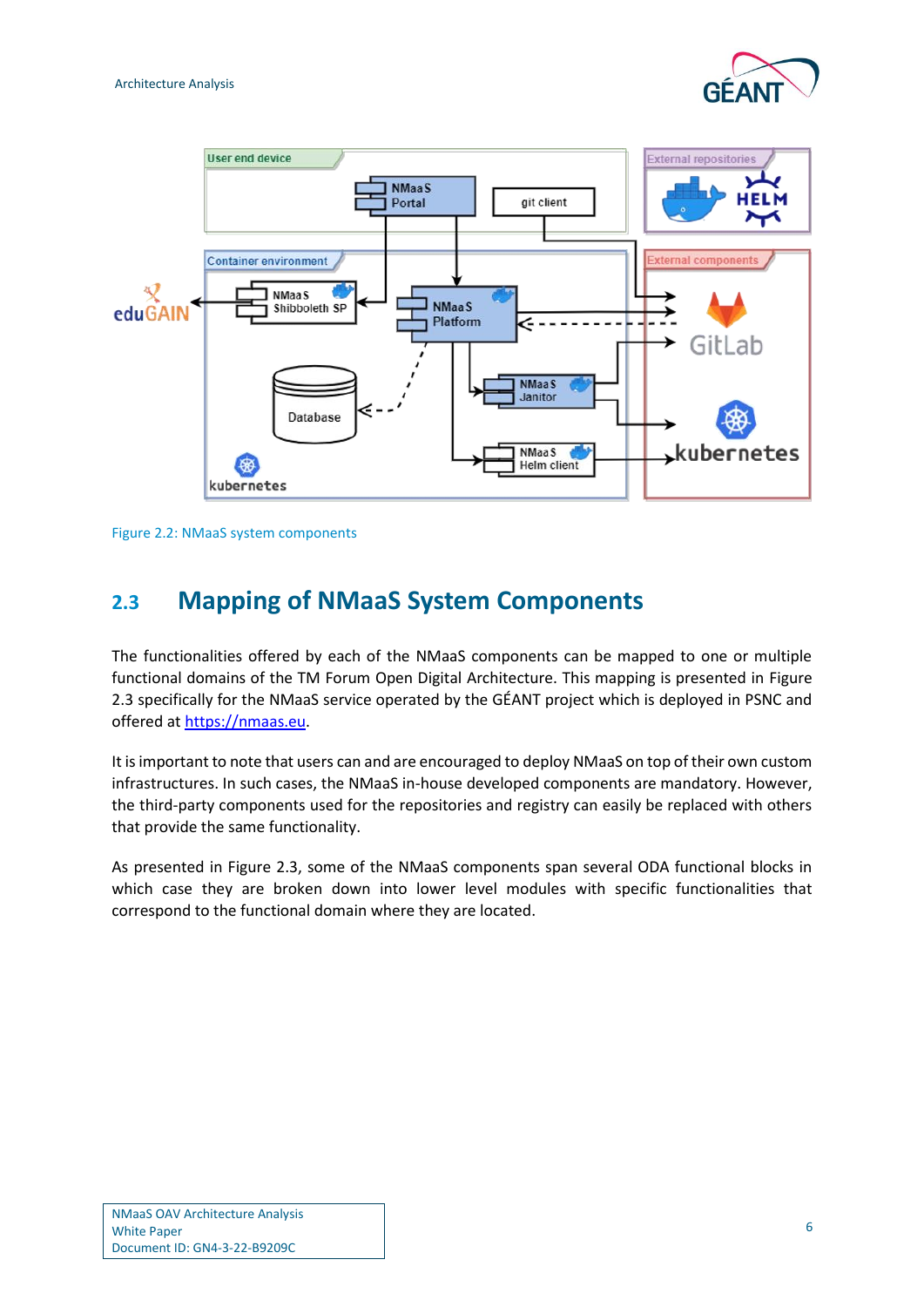Figure 2.2: NMaaS system components

## 2.3 Mapping of NMaaS System Components

The functionalities offered by each of the NMaaS components can be mapped to one or multiple functional domains of the TM Forum Open Digital Architecture. This mapping is presented in Figure 2.3 specifically for the NMaaS service operated by the GÉANT project which is deployed in PSNC and offered at [https://nmaas.eu](https://nmaas.eu).

It is important to note that users can and are encouraged to deploy NMaaS on top of their own custom infrastructures. In such cases, the NMaaS in-house developed components are mandatory. However, the third-party components used for the repositories and registry can easily be replaced with others that provide the same functionality.

As presented in Figure 2.3, some of the NMaaS components span several ODA functional blocks in which case they are broken down into lower level modules with specific functionalities that correspond to the functional domain where they are located.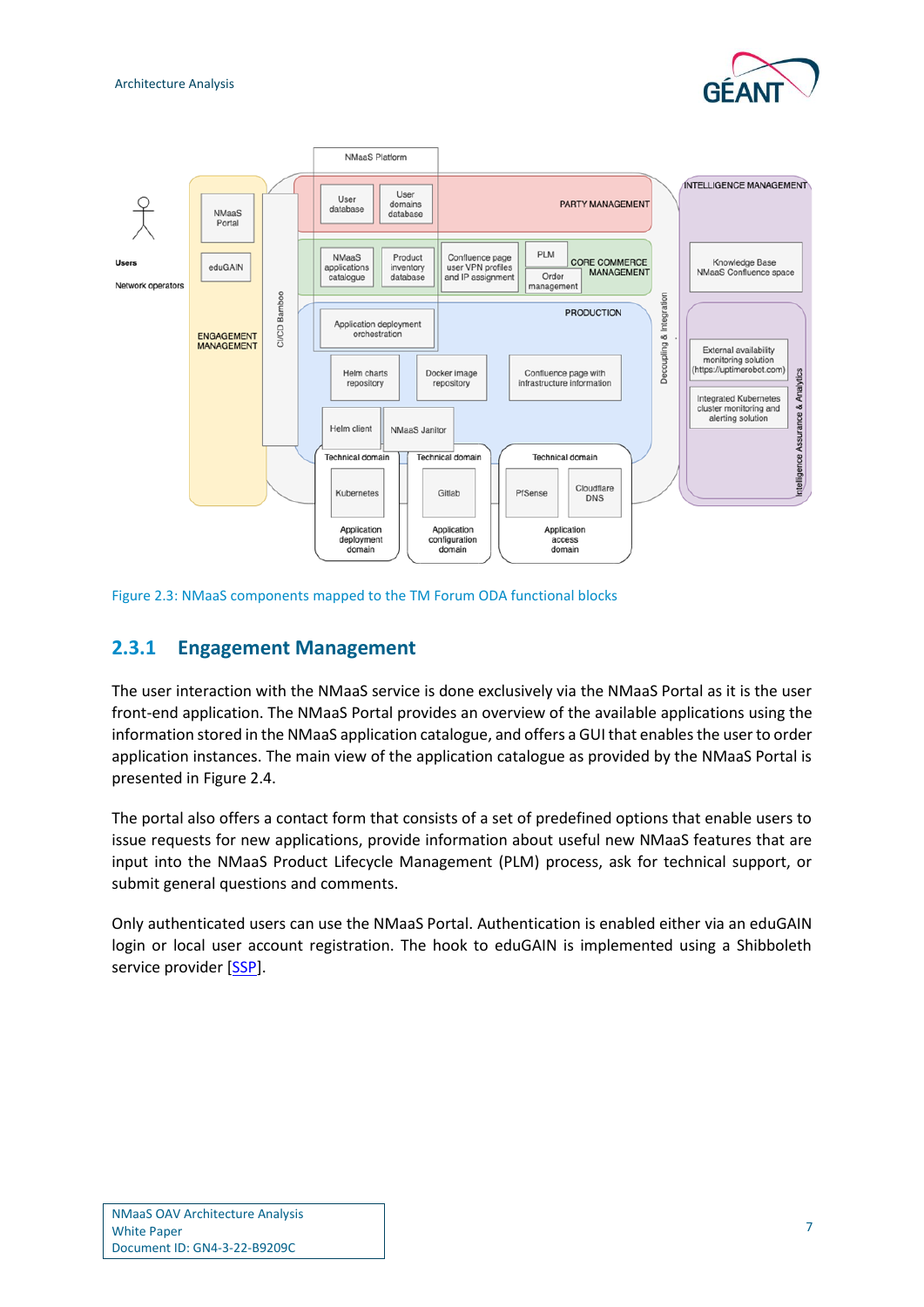Figure 2.3: NMaaS components mapped to the TM Forum ODA functional blocks

### 2.3.1 Engagement Management

The user interaction with the NMaaS service is done exclusively via the NMaaS Portal as it is the user front-end application. The NMaaS Portal provides an overview of the available applications using the information stored in the NMaaS application catalogue, and offers a GUI that enables the user to order application instances. The main view of the application catalogue as provided by the NMaaS Portal is presented in Figure 2.4.

The portal also offers a contact form that consists of a set of predefined options that enable users to issue requests for new applications, provide information about useful new NMaaS features that are input into the NMaaS Product Lifecycle Management (PLM) process, ask for technical support, or submit general questions and comments.

Only authenticated users can use the NMaaS Portal. Authentication is enabled either via an eduGAIN login or local user account registration. The hook to eduGAIN is implemented using a Shibboleth service provider [SSP].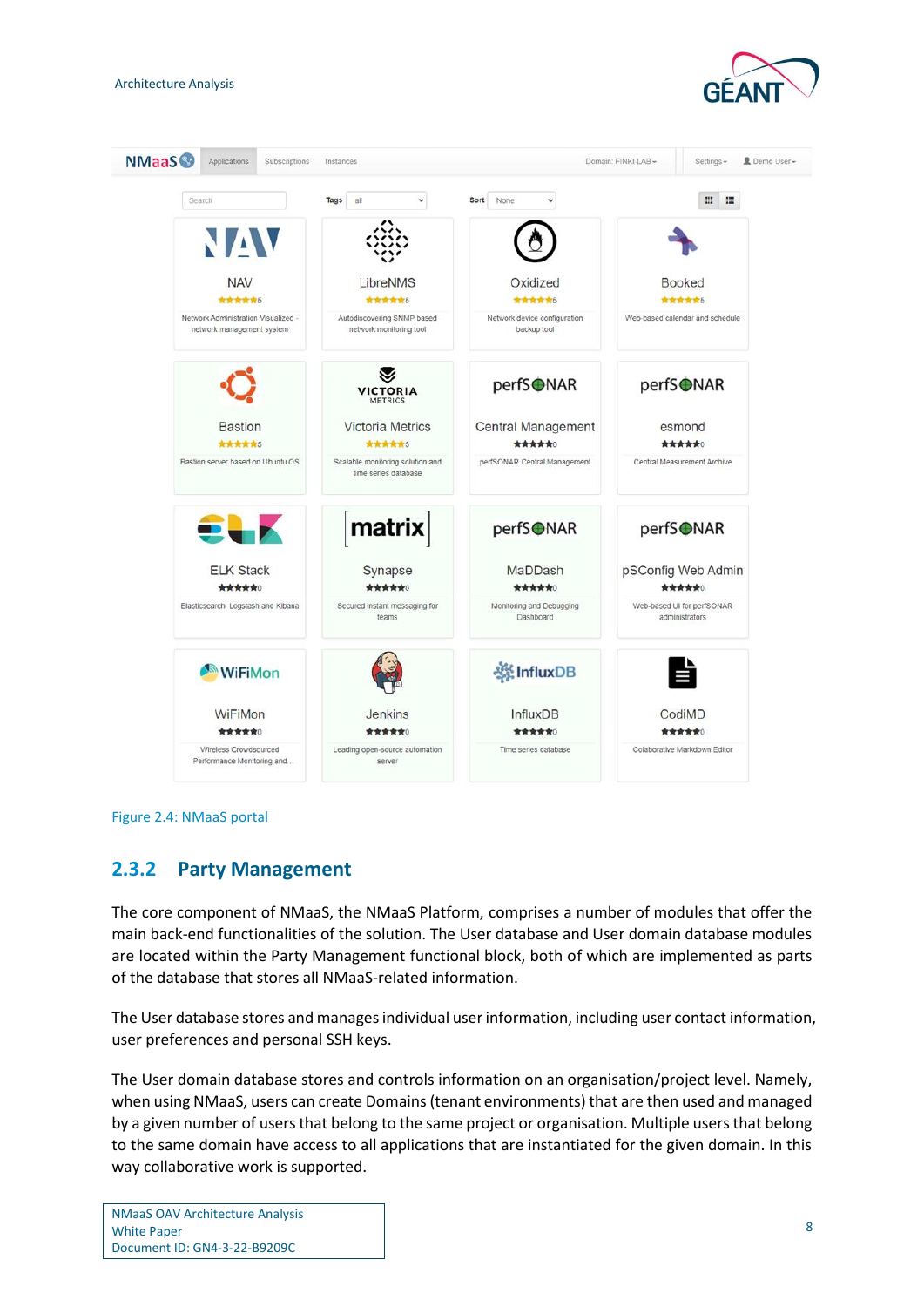Figure 2.4: NMaaS portal

### 2.3.2 Party Management

The core component of NMaaS, the NMaaS Platform, comprises a number of modules that offer the main back-end functionalities of the solution. The User database and User domain database modules are located within the Party Management functional block, both of which are implemented as parts of the database that stores all NMaaS-related information.

The User database stores and manages individual user information, including user contact information, user preferences and personal SSH keys.

The User domain database stores and controls information on an organisation/project level. Namely, when using NMaaS, users can create Domains (tenant environments) that are then used and managed by a given number of users that belong to the same project or organisation. Multiple users that belong to the same domain have access to all applications that are instantiated for the given domain. In this way collaborative work is supported.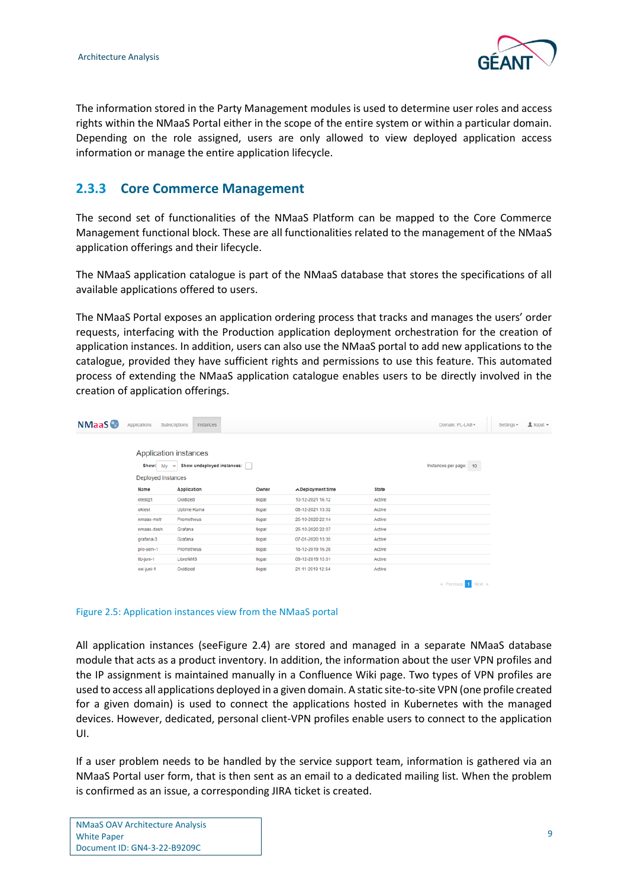The information stored in the Party Management modules is used to determine user roles and access rights within the NMaaS Portal either in the scope of the entire system or within a particular domain. Depending on the role assigned, users are only allowed to view deployed application access information or manage the entire application lifecycle.

### 2.3.3 Core Commerce Management

The second set of functionalities of the NMaaS Platform can be mapped to the Core Commerce Management functional block. These are all functionalities related to the management of the NMaaS application offerings and their lifecycle.

The NMaaS application catalogue is part of the NMaaS database that stores the specifications of all available applications offered to users.

The NMaaS Portal exposes an application ordering process that tracks and manages the users' order requests, interfacing with the Production application deployment orchestration for the creation of application instances. In addition, users can also use the NMaaS portal to add new applications to the catalogue, provided they have sufficient rights and permissions to use this feature. This automated process of extending the NMaaS application catalogue enables users to be directly involved in the creation of application offerings.

Figure 2.5: Application instances view from the NMaaS portal

All application instances (seeFigure 2.4) are stored and managed in a separate NMaaS database module that acts as a product inventory. In addition, the information about the user VPN profiles and the IP assignment is maintained manually in a Confluence Wiki page. Two types of VPN profiles are used to access all applications deployed in a given domain. A static site-to-site VPN (one profile created for a given domain) is used to connect the applications hosted in Kubernetes with the managed devices. However, dedicated, personal client-VPN profiles enable users to connect to the application UI.

If a user problem needs to be handled by the service support team, information is gathered via an NMaaS Portal user form, that is then sent as an email to a dedicated mailing list. When the problem is confirmed as an issue, a corresponding JIRA ticket is created.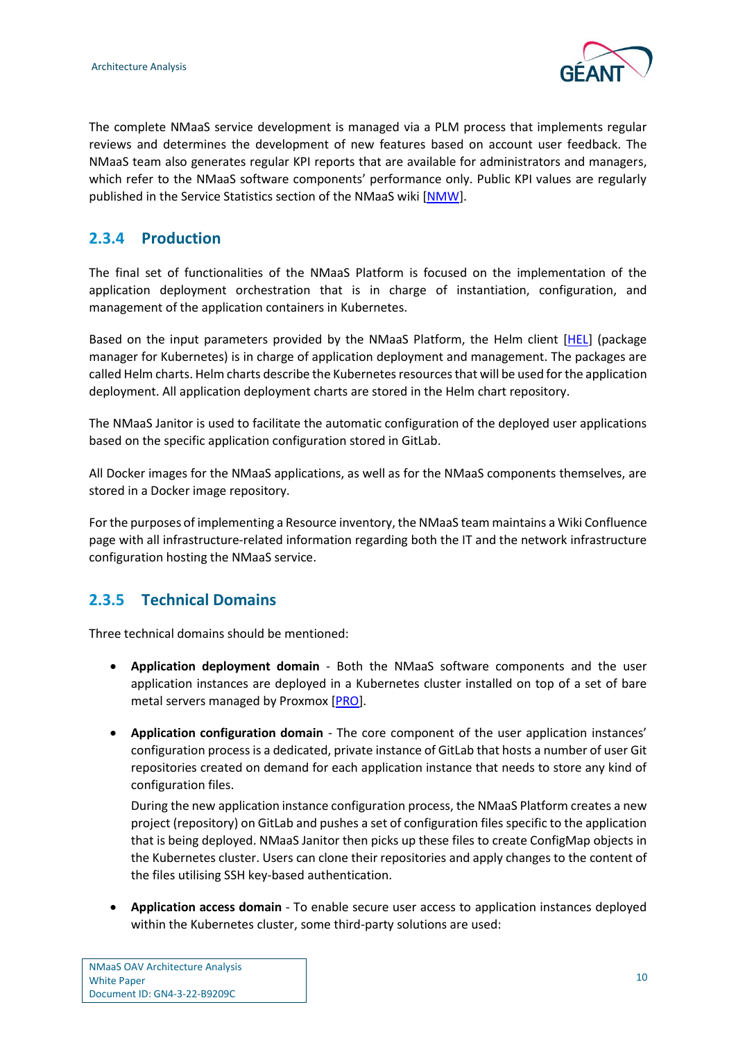The complete NMaaS service development is managed via a PLM process that implements regular reviews and determines the development of new features based on account user feedback. The NMaaS team also generates regular KPI reports that are available for administrators and managers, which refer to the NMaaS software components' performance only. Public KPI values are regularly published in the Service Statistics section of the NMaaS wiki [NMW].

### 2.3.4 Production

The final set of functionalities of the NMaaS Platform is focused on the implementation of the application deployment orchestration that is in charge of instantiation, configuration, and management of the application containers in Kubernetes.

Based on the input parameters provided by the NMaaS Platform, the Helm client [HEL] (package manager for Kubernetes) is in charge of application deployment and management. The packages are called Helm charts. Helm charts describe the Kubernetes resources that will be used for the application deployment. All application deployment charts are stored in the Helm chart repository.

The NMaaS Janitor is used to facilitate the automatic configuration of the deployed user applications based on the specific application configuration stored in GitLab.

All Docker images for the NMaaS applications, as well as for the NMaaS components themselves, are stored in a Docker image repository.

For the purposes of implementing a Resource inventory, the NMaaS team maintains a Wiki Confluence page with all infrastructure-related information regarding both the IT and the network infrastructure configuration hosting the NMaaS service.

### 2.3.5 Technical Domains

Three technical domains should be mentioned:

- **Application deployment domain** - Both the NMaaS software components and the user application instances are deployed in a Kubernetes cluster installed on top of a set of bare metal servers managed by Proxmox [PRO].

- **Application configuration domain** - The core component of the user application instances' configuration process is a dedicated, private instance of GitLab that hosts a number of user Git repositories created on demand for each application instance that needs to store any kind of configuration files.

  During the new application instance configuration process, the NMaaS Platform creates a new project (repository) on GitLab and pushes a set of configuration files specific to the application that is being deployed. NMaaS Janitor then picks up these files to create ConfigMap objects in the Kubernetes cluster. Users can clone their repositories and apply changes to the content of the files utilising SSH key-based authentication.

- **Application access domain** - To enable secure user access to application instances deployed within the Kubernetes cluster, some third-party solutions are used: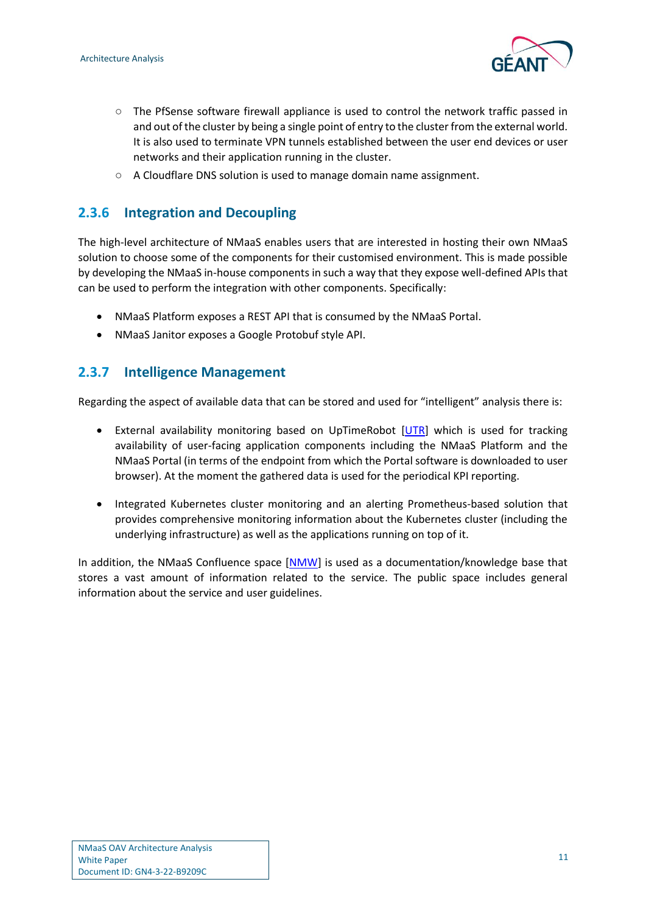- The PfSense software firewall appliance is used to control the network traffic passed in and out of the cluster by being a single point of entry to the cluster from the external world. It is also used to terminate VPN tunnels established between the user end devices or user networks and their application running in the cluster.
- A Cloudflare DNS solution is used to manage domain name assignment.

### 2.3.6 Integration and Decoupling

The high-level architecture of NMaaS enables users that are interested in hosting their own NMaaS solution to choose some of the components for their customised environment. This is made possible by developing the NMaaS in-house components in such a way that they expose well-defined APIs that can be used to perform the integration with other components. Specifically:

- NMaaS Platform exposes a REST API that is consumed by the NMaaS Portal.
- NMaaS Janitor exposes a Google Protobuf style API.

### 2.3.7 Intelligence Management

Regarding the aspect of available data that can be stored and used for "intelligent" analysis there is:

- External availability monitoring based on UpTimeRobot [UTR] which is used for tracking availability of user-facing application components including the NMaaS Platform and the NMaaS Portal (in terms of the endpoint from which the Portal software is downloaded to user browser). At the moment the gathered data is used for the periodical KPI reporting.
- Integrated Kubernetes cluster monitoring and an alerting Prometheus-based solution that provides comprehensive monitoring information about the Kubernetes cluster (including the underlying infrastructure) as well as the applications running on top of it.

In addition, the NMaaS Confluence space [NMW] is used as a documentation/knowledge base that stores a vast amount of information related to the service. The public space includes general information about the service and user guidelines.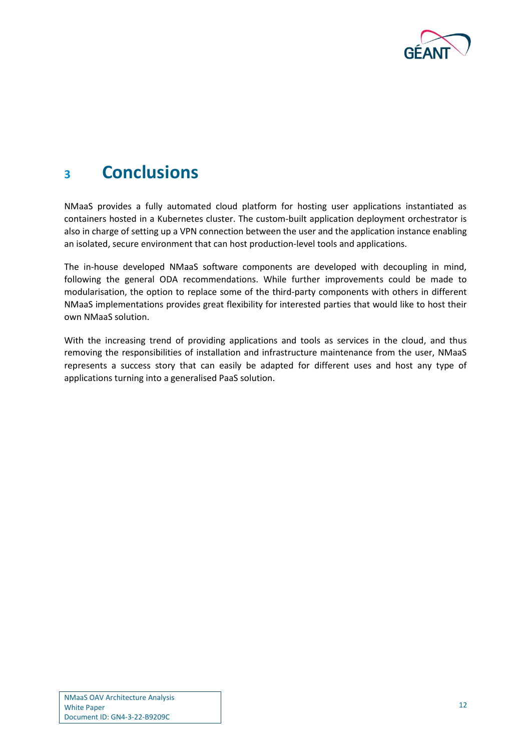# 3 Conclusions

NMaaS provides a fully automated cloud platform for hosting user applications instantiated as containers hosted in a Kubernetes cluster. The custom-built application deployment orchestrator is also in charge of setting up a VPN connection between the user and the application instance enabling an isolated, secure environment that can host production-level tools and applications.

The in-house developed NMaaS software components are developed with decoupling in mind, following the general ODA recommendations. While further improvements could be made to modularisation, the option to replace some of the third-party components with others in different NMaaS implementations provides great flexibility for interested parties that would like to host their own NMaaS solution.

With the increasing trend of providing applications and tools as services in the cloud, and thus removing the responsibilities of installation and infrastructure maintenance from the user, NMaaS represents a success story that can easily be adapted for different uses and host any type of applications turning into a generalised PaaS solution.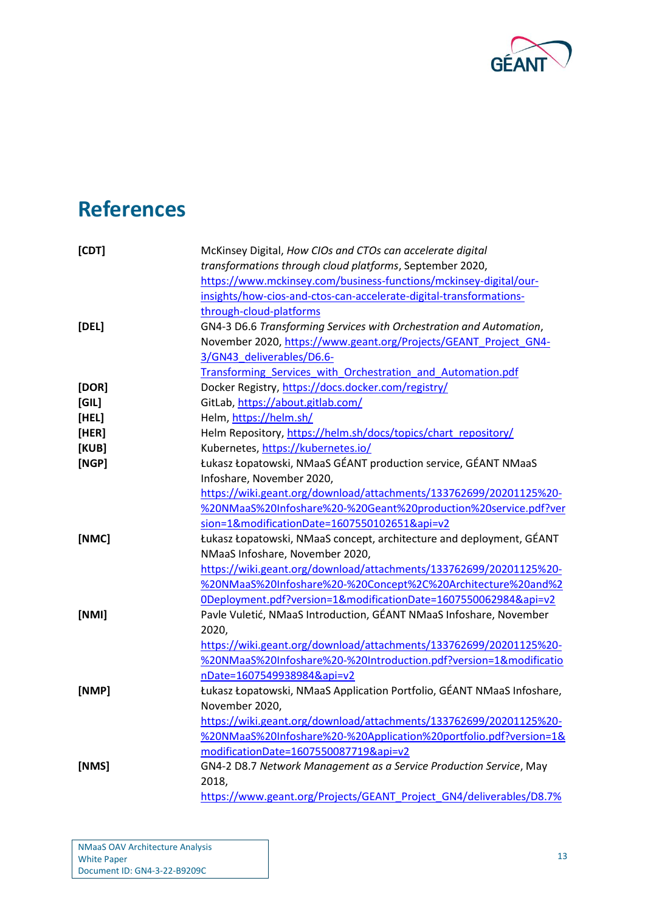# References

| | |
|---|---|
| **[CDT]** | McKinsey Digital, *How CIOs and CTOs can accelerate digital transformations through cloud platforms*, September 2020, https://www.mckinsey.com/business-functions/mckinsey-digital/our-insights/how-cios-and-ctos-can-accelerate-digital-transformations-through-cloud-platforms |
| **[DEL]** | GN4-3 D6.6 *Transforming Services with Orchestration and Automation*, November 2020, https://www.geant.org/Projects/GEANT_Project_GN4-3/GN43_deliverables/D6.6-Transforming_Services_with_Orchestration_and_Automation.pdf |
| **[DOR]** | Docker Registry, https://docs.docker.com/registry/ |
| **[GIL]** | GitLab, https://about.gitlab.com/ |
| **[HEL]** | Helm, https://helm.sh/ |
| **[HER]** | Helm Repository, https://helm.sh/docs/topics/chart_repository/ |
| **[KUB]** | Kubernetes, https://kubernetes.io/ |
| **[NGP]** | Łukasz Łopatowski, NMaaS GÉANT production service, GÉANT NMaaS Infoshare, November 2020, https://wiki.geant.org/download/attachments/133762699/20201125%20-%20NMaaS%20Infoshare%20-%20Geant%20production%20service.pdf?version=1&modificationDate=1607550102651&api=v2 |
| **[NMC]** | Łukasz Łopatowski, NMaaS concept, architecture and deployment, GÉANT NMaaS Infoshare, November 2020, https://wiki.geant.org/download/attachments/133762699/20201125%20-%20NMaaS%20Infoshare%20-%20Concept%2C%20Architecture%20and%20Deployment.pdf?version=1&modificationDate=1607550062984&api=v2 |
| **[NMI]** | Pavle Vuletić, NMaaS Introduction, GÉANT NMaaS Infoshare, November 2020, https://wiki.geant.org/download/attachments/133762699/20201125%20-%20NMaaS%20Infoshare%20-%20Introduction.pdf?version=1&modificationDate=1607549938984&api=v2 |
| **[NMP]** | Łukasz Łopatowski, NMaaS Application Portfolio, GÉANT NMaaS Infoshare, November 2020, https://wiki.geant.org/download/attachments/133762699/20201125%20-%20NMaaS%20Infoshare%20-%20Application%20portfolio.pdf?version=1&modificationDate=1607550087719&api=v2 |
| **[NMS]** | GN4-2 D8.7 *Network Management as a Service Production Service*, May 2018, https://www.geant.org/Projects/GEANT_Project_GN4/deliverables/D8.7% |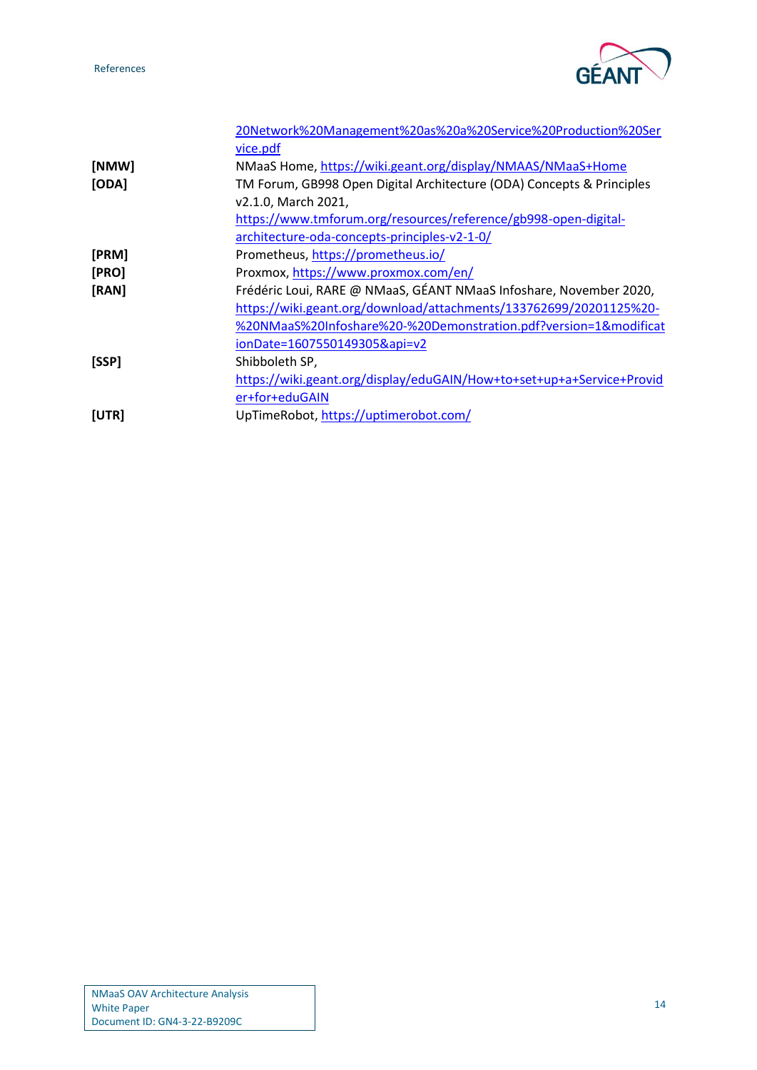20Network%20Management%20as%20a%20Service%20Production%20Service.pdf

[NMW] NMaaS Home, https://wiki.geant.org/display/NMAAS/NMaaS+Home

[ODA] TM Forum, GB998 Open Digital Architecture (ODA) Concepts & Principles v2.1.0, March 2021, https://www.tmforum.org/resources/reference/gb998-open-digital-architecture-oda-concepts-principles-v2-1-0/

[PRM] Prometheus, https://prometheus.io/

[PRO] Proxmox, https://www.proxmox.com/en/

[RAN] Frédéric Loui, RARE @ NMaaS, GÉANT NMaaS Infoshare, November 2020, https://wiki.geant.org/download/attachments/133762699/20201125%20-%20NMaaS%20Infoshare%20-%20Demonstration.pdf?version=1&modificationDate=1607550149305&api=v2

[SSP] Shibboleth SP, https://wiki.geant.org/display/eduGAIN/How+to+set+up+a+Service+Provider+for+eduGAIN

[UTR] UpTimeRobot, https://uptimerobot.com/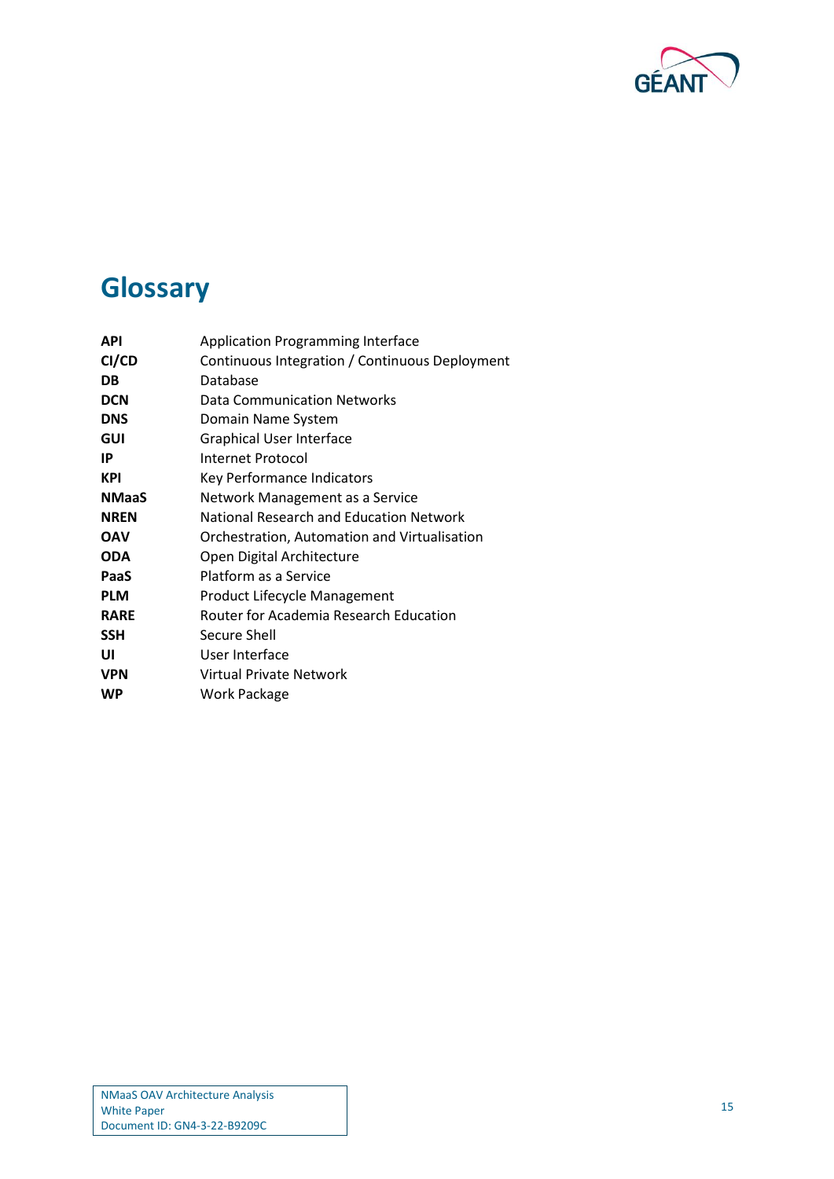# Glossary

| | |
|---|---|
| **API** | Application Programming Interface |
| **CI/CD** | Continuous Integration / Continuous Deployment |
| **DB** | Database |
| **DCN** | Data Communication Networks |
| **DNS** | Domain Name System |
| **GUI** | Graphical User Interface |
| **IP** | Internet Protocol |
| **KPI** | Key Performance Indicators |
| **NMaaS** | Network Management as a Service |
| **NREN** | National Research and Education Network |
| **OAV** | Orchestration, Automation and Virtualisation |
| **ODA** | Open Digital Architecture |
| **PaaS** | Platform as a Service |
| **PLM** | Product Lifecycle Management |
| **RARE** | Router for Academia Research Education |
| **SSH** | Secure Shell |
| **UI** | User Interface |
| **VPN** | Virtual Private Network |
| **WP** | Work Package |